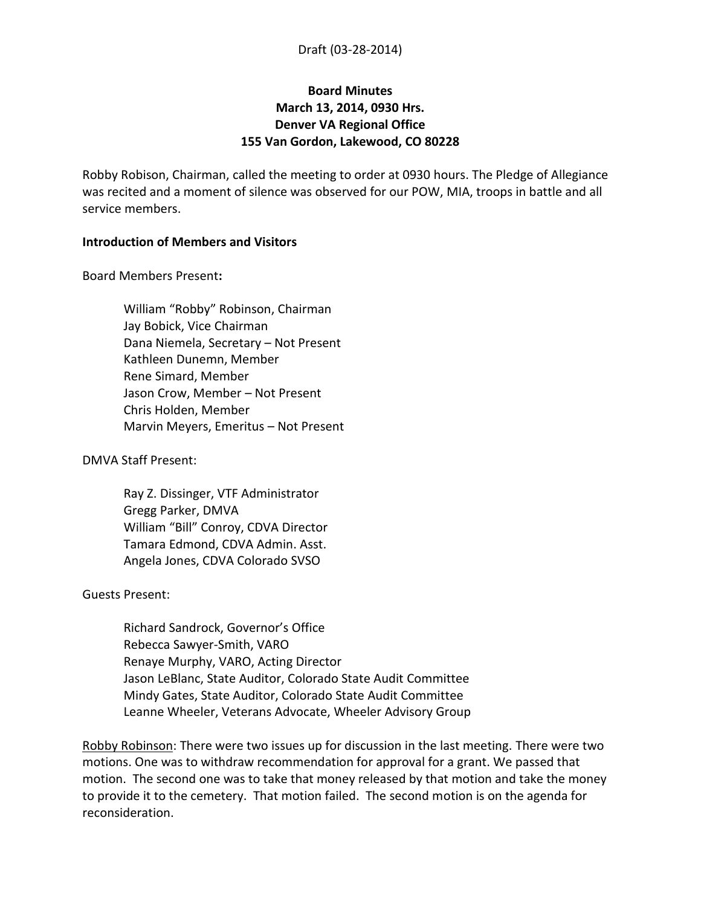Draft (03-28-2014)

**Board Minutes**
**March 13, 2014, 0930 Hrs.**
**Denver VA Regional Office**
**155 Van Gordon, Lakewood, CO 80228**

Robby Robison, Chairman, called the meeting to order at 0930 hours. The Pledge of Allegiance was recited and a moment of silence was observed for our POW, MIA, troops in battle and all service members.

**Introduction of Members and Visitors**

Board Members Present**:**

William "Robby" Robinson, Chairman
Jay Bobick, Vice Chairman
Dana Niemela, Secretary – Not Present
Kathleen Dunemn, Member
Rene Simard, Member
Jason Crow, Member – Not Present
Chris Holden, Member
Marvin Meyers, Emeritus – Not Present

DMVA Staff Present:

Ray Z. Dissinger, VTF Administrator
Gregg Parker, DMVA
William "Bill" Conroy, CDVA Director
Tamara Edmond, CDVA Admin. Asst.
Angela Jones, CDVA Colorado SVSO

Guests Present:

Richard Sandrock, Governor's Office
Rebecca Sawyer-Smith, VARO
Renaye Murphy, VARO, Acting Director
Jason LeBlanc, State Auditor, Colorado State Audit Committee
Mindy Gates, State Auditor, Colorado State Audit Committee
Leanne Wheeler, Veterans Advocate, Wheeler Advisory Group

<u>Robby Robinson</u>: There were two issues up for discussion in the last meeting. There were two motions. One was to withdraw recommendation for approval for a grant. We passed that motion. The second one was to take that money released by that motion and take the money to provide it to the cemetery. That motion failed. The second motion is on the agenda for reconsideration.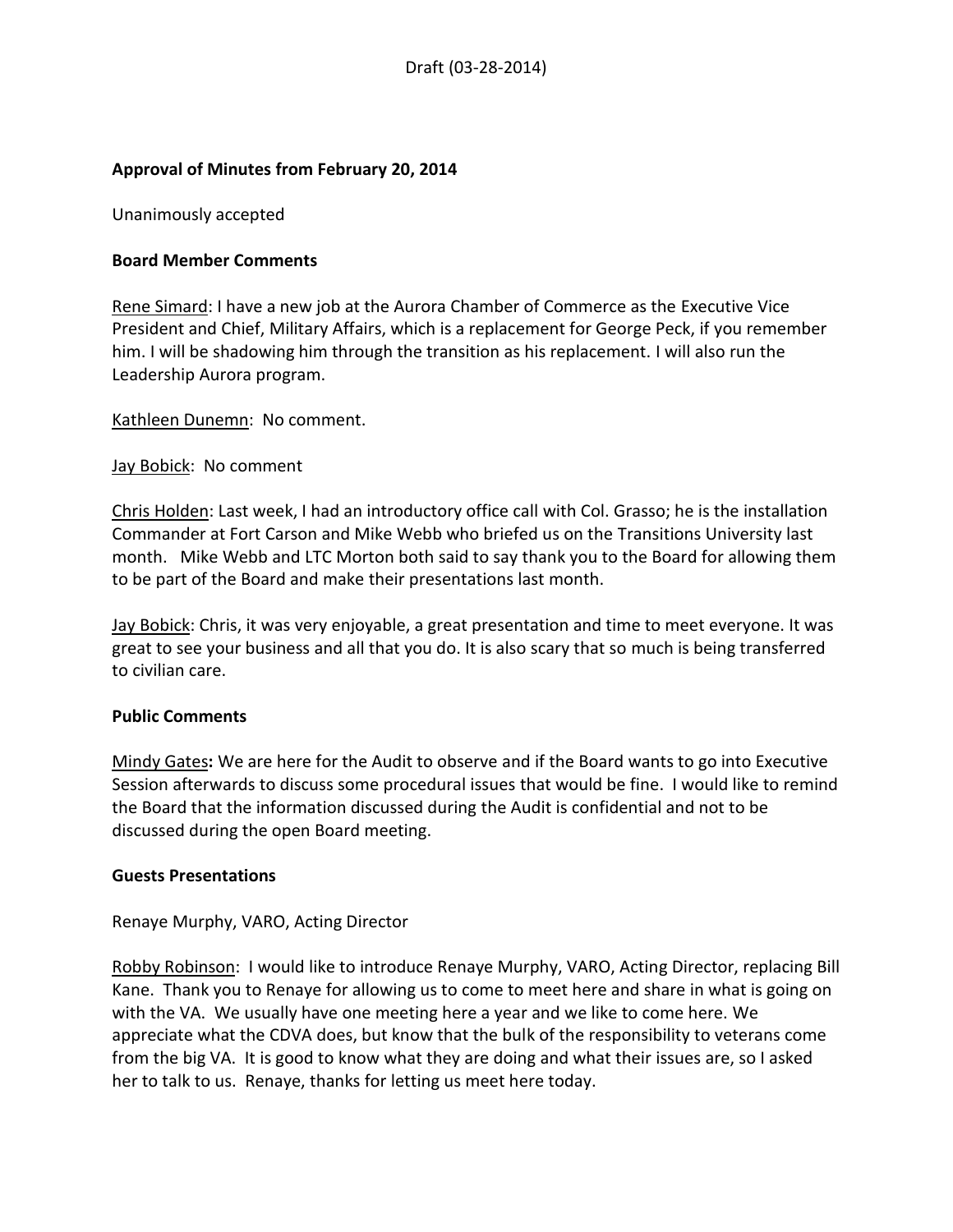Draft (03-28-2014)

**Approval of Minutes from February 20, 2014**

Unanimously accepted

**Board Member Comments**

Rene Simard: I have a new job at the Aurora Chamber of Commerce as the Executive Vice President and Chief, Military Affairs, which is a replacement for George Peck, if you remember him. I will be shadowing him through the transition as his replacement. I will also run the Leadership Aurora program.

Kathleen Dunemn: No comment.

Jay Bobick: No comment

Chris Holden: Last week, I had an introductory office call with Col. Grasso; he is the installation Commander at Fort Carson and Mike Webb who briefed us on the Transitions University last month. Mike Webb and LTC Morton both said to say thank you to the Board for allowing them to be part of the Board and make their presentations last month.

Jay Bobick: Chris, it was very enjoyable, a great presentation and time to meet everyone. It was great to see your business and all that you do. It is also scary that so much is being transferred to civilian care.

**Public Comments**

Mindy Gates**:** We are here for the Audit to observe and if the Board wants to go into Executive Session afterwards to discuss some procedural issues that would be fine. I would like to remind the Board that the information discussed during the Audit is confidential and not to be discussed during the open Board meeting.

**Guests Presentations**

Renaye Murphy, VARO, Acting Director

Robby Robinson: I would like to introduce Renaye Murphy, VARO, Acting Director, replacing Bill Kane. Thank you to Renaye for allowing us to come to meet here and share in what is going on with the VA. We usually have one meeting here a year and we like to come here. We appreciate what the CDVA does, but know that the bulk of the responsibility to veterans come from the big VA. It is good to know what they are doing and what their issues are, so I asked her to talk to us. Renaye, thanks for letting us meet here today.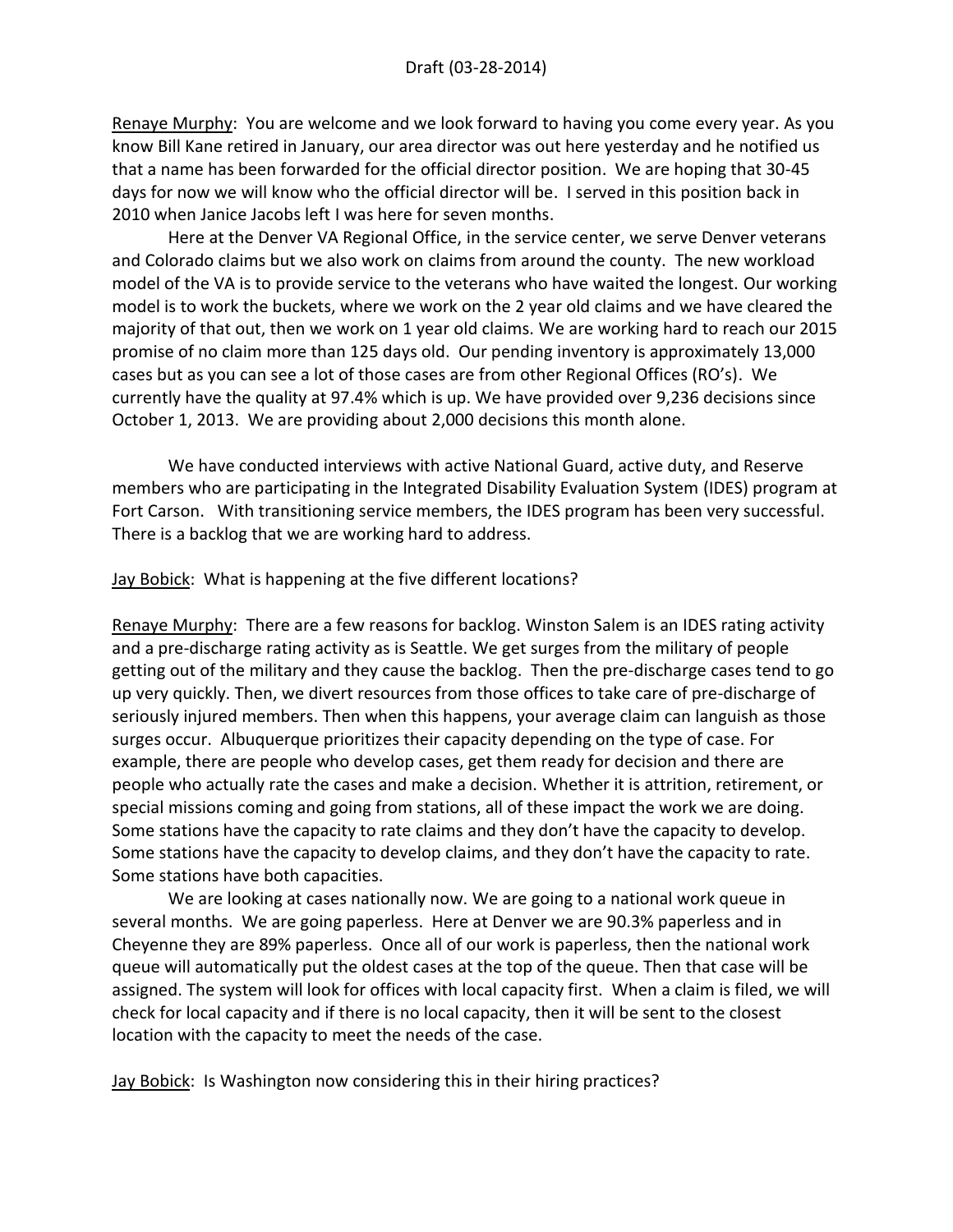Renaye Murphy: You are welcome and we look forward to having you come every year. As you know Bill Kane retired in January, our area director was out here yesterday and he notified us that a name has been forwarded for the official director position. We are hoping that 30-45 days for now we will know who the official director will be. I served in this position back in 2010 when Janice Jacobs left I was here for seven months.

Here at the Denver VA Regional Office, in the service center, we serve Denver veterans and Colorado claims but we also work on claims from around the county. The new workload model of the VA is to provide service to the veterans who have waited the longest. Our working model is to work the buckets, where we work on the 2 year old claims and we have cleared the majority of that out, then we work on 1 year old claims. We are working hard to reach our 2015 promise of no claim more than 125 days old. Our pending inventory is approximately 13,000 cases but as you can see a lot of those cases are from other Regional Offices (RO's). We currently have the quality at 97.4% which is up. We have provided over 9,236 decisions since October 1, 2013. We are providing about 2,000 decisions this month alone.

We have conducted interviews with active National Guard, active duty, and Reserve members who are participating in the Integrated Disability Evaluation System (IDES) program at Fort Carson. With transitioning service members, the IDES program has been very successful. There is a backlog that we are working hard to address.

Jay Bobick: What is happening at the five different locations?

Renaye Murphy: There are a few reasons for backlog. Winston Salem is an IDES rating activity and a pre-discharge rating activity as is Seattle. We get surges from the military of people getting out of the military and they cause the backlog. Then the pre-discharge cases tend to go up very quickly. Then, we divert resources from those offices to take care of pre-discharge of seriously injured members. Then when this happens, your average claim can languish as those surges occur. Albuquerque prioritizes their capacity depending on the type of case. For example, there are people who develop cases, get them ready for decision and there are people who actually rate the cases and make a decision. Whether it is attrition, retirement, or special missions coming and going from stations, all of these impact the work we are doing. Some stations have the capacity to rate claims and they don't have the capacity to develop. Some stations have the capacity to develop claims, and they don't have the capacity to rate. Some stations have both capacities.

We are looking at cases nationally now. We are going to a national work queue in several months. We are going paperless. Here at Denver we are 90.3% paperless and in Cheyenne they are 89% paperless. Once all of our work is paperless, then the national work queue will automatically put the oldest cases at the top of the queue. Then that case will be assigned. The system will look for offices with local capacity first. When a claim is filed, we will check for local capacity and if there is no local capacity, then it will be sent to the closest location with the capacity to meet the needs of the case.

Jay Bobick: Is Washington now considering this in their hiring practices?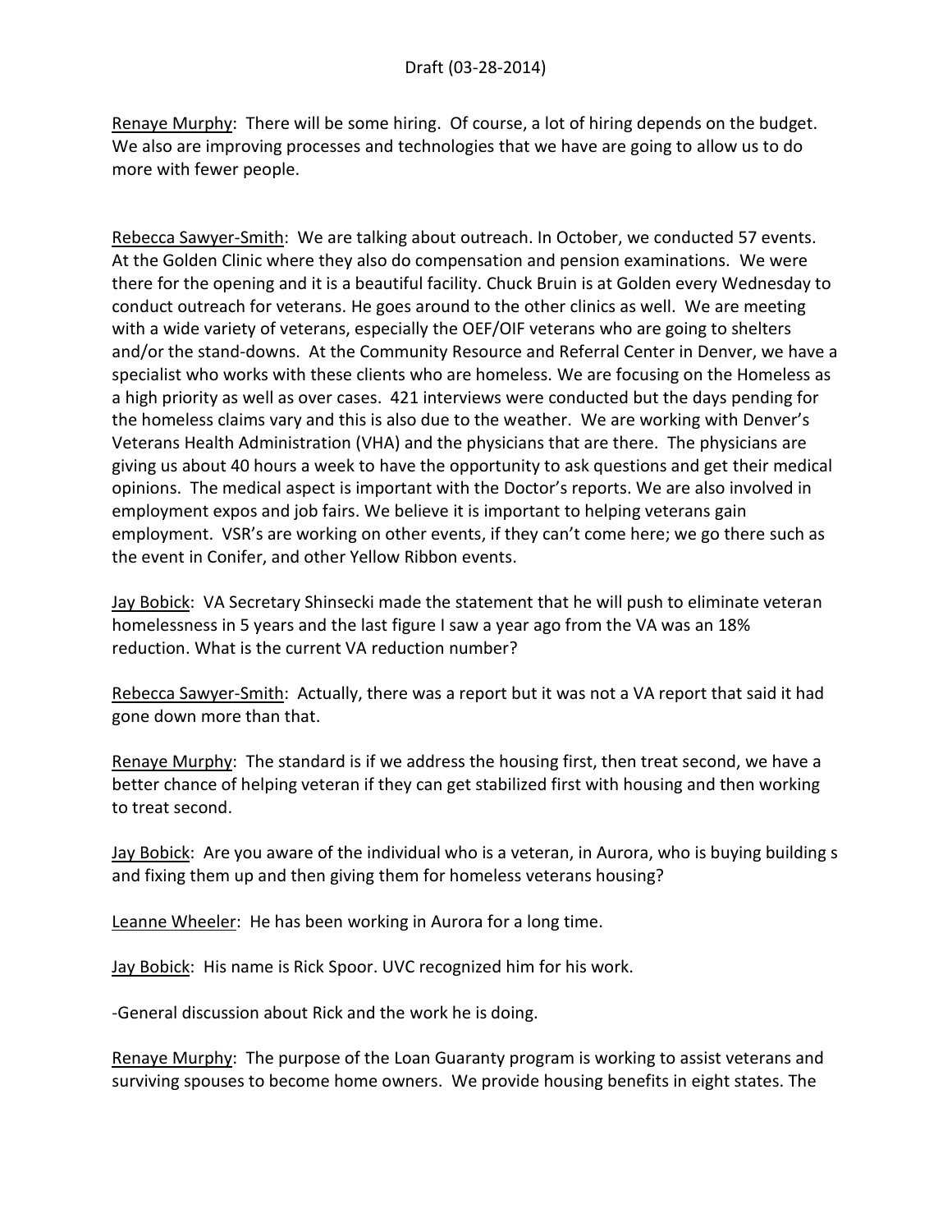Draft (03-28-2014)

Renaye Murphy: There will be some hiring. Of course, a lot of hiring depends on the budget. We also are improving processes and technologies that we have are going to allow us to do more with fewer people.

Rebecca Sawyer-Smith: We are talking about outreach. In October, we conducted 57 events. At the Golden Clinic where they also do compensation and pension examinations. We were there for the opening and it is a beautiful facility. Chuck Bruin is at Golden every Wednesday to conduct outreach for veterans. He goes around to the other clinics as well. We are meeting with a wide variety of veterans, especially the OEF/OIF veterans who are going to shelters and/or the stand-downs. At the Community Resource and Referral Center in Denver, we have a specialist who works with these clients who are homeless. We are focusing on the Homeless as a high priority as well as over cases. 421 interviews were conducted but the days pending for the homeless claims vary and this is also due to the weather. We are working with Denver's Veterans Health Administration (VHA) and the physicians that are there. The physicians are giving us about 40 hours a week to have the opportunity to ask questions and get their medical opinions. The medical aspect is important with the Doctor's reports. We are also involved in employment expos and job fairs. We believe it is important to helping veterans gain employment. VSR's are working on other events, if they can't come here; we go there such as the event in Conifer, and other Yellow Ribbon events.

Jay Bobick: VA Secretary Shinsecki made the statement that he will push to eliminate veteran homelessness in 5 years and the last figure I saw a year ago from the VA was an 18% reduction. What is the current VA reduction number?

Rebecca Sawyer-Smith: Actually, there was a report but it was not a VA report that said it had gone down more than that.

Renaye Murphy: The standard is if we address the housing first, then treat second, we have a better chance of helping veteran if they can get stabilized first with housing and then working to treat second.

Jay Bobick: Are you aware of the individual who is a veteran, in Aurora, who is buying building s and fixing them up and then giving them for homeless veterans housing?

Leanne Wheeler: He has been working in Aurora for a long time.

Jay Bobick: His name is Rick Spoor. UVC recognized him for his work.

-General discussion about Rick and the work he is doing.

Renaye Murphy: The purpose of the Loan Guaranty program is working to assist veterans and surviving spouses to become home owners. We provide housing benefits in eight states. The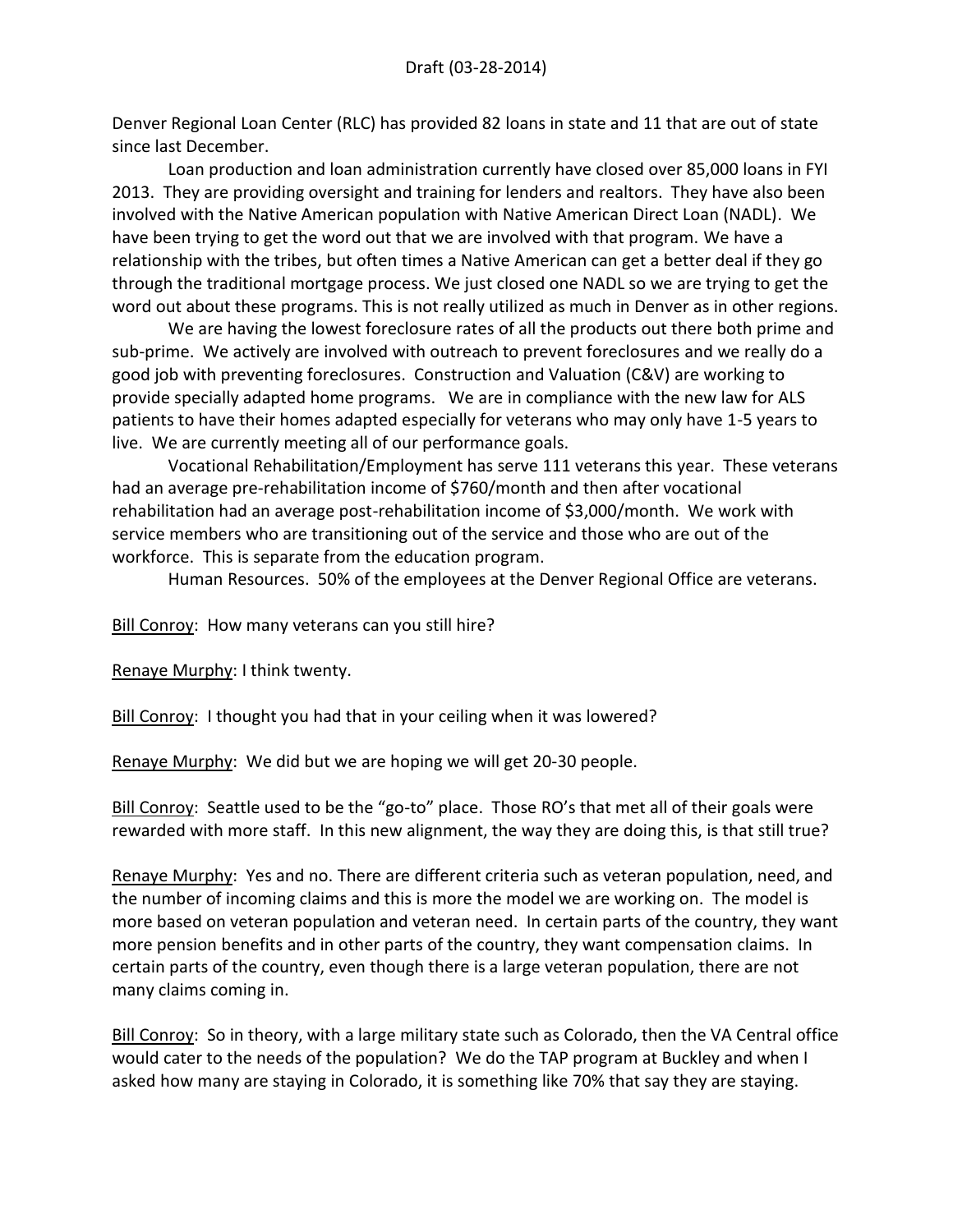Denver Regional Loan Center (RLC) has provided 82 loans in state and 11 that are out of state since last December.

Loan production and loan administration currently have closed over 85,000 loans in FYI 2013. They are providing oversight and training for lenders and realtors. They have also been involved with the Native American population with Native American Direct Loan (NADL). We have been trying to get the word out that we are involved with that program. We have a relationship with the tribes, but often times a Native American can get a better deal if they go through the traditional mortgage process. We just closed one NADL so we are trying to get the word out about these programs. This is not really utilized as much in Denver as in other regions.

We are having the lowest foreclosure rates of all the products out there both prime and sub-prime. We actively are involved with outreach to prevent foreclosures and we really do a good job with preventing foreclosures. Construction and Valuation (C&V) are working to provide specially adapted home programs. We are in compliance with the new law for ALS patients to have their homes adapted especially for veterans who may only have 1-5 years to live. We are currently meeting all of our performance goals.

Vocational Rehabilitation/Employment has serve 111 veterans this year. These veterans had an average pre-rehabilitation income of $760/month and then after vocational rehabilitation had an average post-rehabilitation income of $3,000/month. We work with service members who are transitioning out of the service and those who are out of the workforce. This is separate from the education program.

Human Resources. 50% of the employees at the Denver Regional Office are veterans.

Bill Conroy: How many veterans can you still hire?

Renaye Murphy: I think twenty.

Bill Conroy: I thought you had that in your ceiling when it was lowered?

Renaye Murphy: We did but we are hoping we will get 20-30 people.

Bill Conroy: Seattle used to be the "go-to" place. Those RO's that met all of their goals were rewarded with more staff. In this new alignment, the way they are doing this, is that still true?

Renaye Murphy: Yes and no. There are different criteria such as veteran population, need, and the number of incoming claims and this is more the model we are working on. The model is more based on veteran population and veteran need. In certain parts of the country, they want more pension benefits and in other parts of the country, they want compensation claims. In certain parts of the country, even though there is a large veteran population, there are not many claims coming in.

Bill Conroy: So in theory, with a large military state such as Colorado, then the VA Central office would cater to the needs of the population? We do the TAP program at Buckley and when I asked how many are staying in Colorado, it is something like 70% that say they are staying.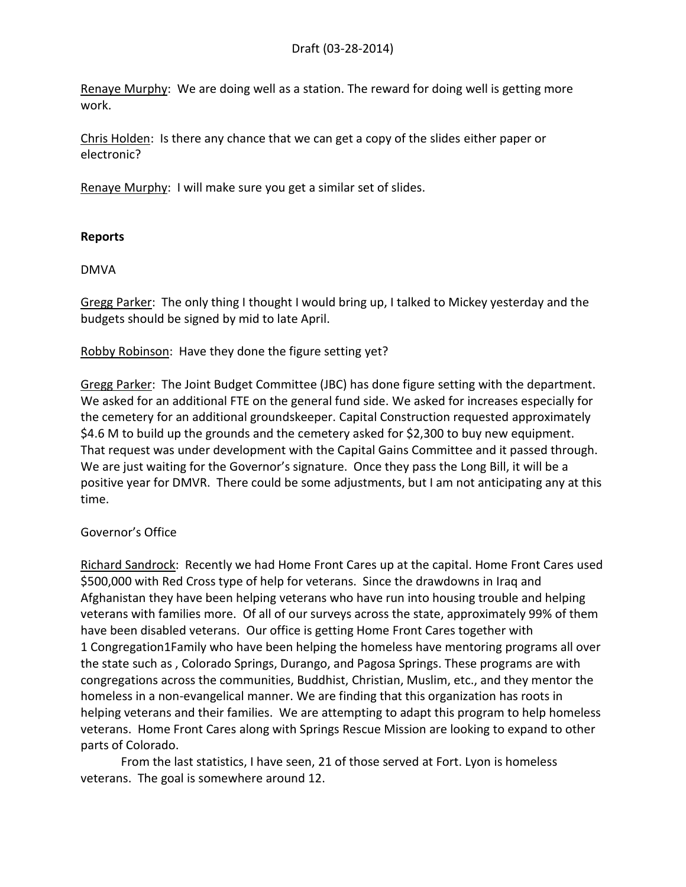Renaye Murphy: We are doing well as a station. The reward for doing well is getting more work.

Chris Holden: Is there any chance that we can get a copy of the slides either paper or electronic?

Renaye Murphy: I will make sure you get a similar set of slides.

**Reports**

DMVA

Gregg Parker: The only thing I thought I would bring up, I talked to Mickey yesterday and the budgets should be signed by mid to late April.

Robby Robinson: Have they done the figure setting yet?

Gregg Parker: The Joint Budget Committee (JBC) has done figure setting with the department. We asked for an additional FTE on the general fund side. We asked for increases especially for the cemetery for an additional groundskeeper. Capital Construction requested approximately $4.6 M to build up the grounds and the cemetery asked for $2,300 to buy new equipment. That request was under development with the Capital Gains Committee and it passed through. We are just waiting for the Governor's signature. Once they pass the Long Bill, it will be a positive year for DMVR. There could be some adjustments, but I am not anticipating any at this time.

Governor's Office

Richard Sandrock: Recently we had Home Front Cares up at the capital. Home Front Cares used $500,000 with Red Cross type of help for veterans. Since the drawdowns in Iraq and Afghanistan they have been helping veterans who have run into housing trouble and helping veterans with families more. Of all of our surveys across the state, approximately 99% of them have been disabled veterans. Our office is getting Home Front Cares together with 1 Congregation1Family who have been helping the homeless have mentoring programs all over the state such as , Colorado Springs, Durango, and Pagosa Springs. These programs are with congregations across the communities, Buddhist, Christian, Muslim, etc., and they mentor the homeless in a non-evangelical manner. We are finding that this organization has roots in helping veterans and their families. We are attempting to adapt this program to help homeless veterans. Home Front Cares along with Springs Rescue Mission are looking to expand to other parts of Colorado.

From the last statistics, I have seen, 21 of those served at Fort. Lyon is homeless veterans. The goal is somewhere around 12.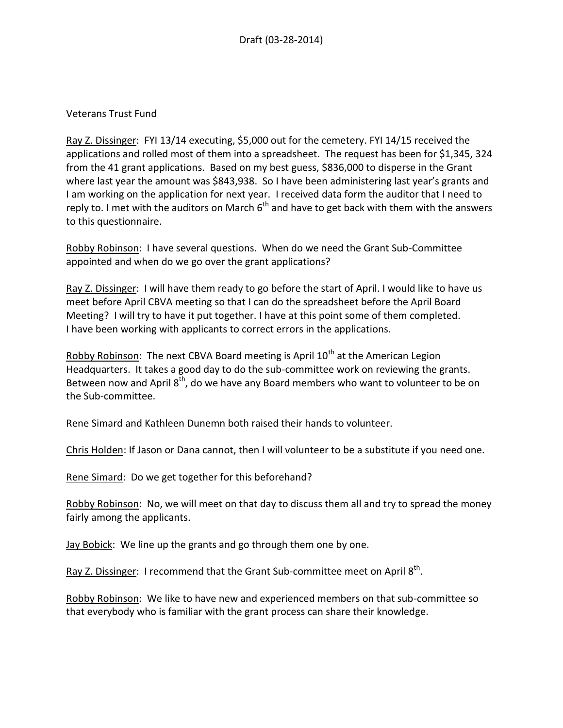Draft (03-28-2014)

Veterans Trust Fund

Ray Z. Dissinger: FYI 13/14 executing, $5,000 out for the cemetery. FYI 14/15 received the applications and rolled most of them into a spreadsheet. The request has been for $1,345, 324 from the 41 grant applications. Based on my best guess, $836,000 to disperse in the Grant where last year the amount was $843,938. So I have been administering last year's grants and I am working on the application for next year. I received data form the auditor that I need to reply to. I met with the auditors on March 6th and have to get back with them with the answers to this questionnaire.

Robby Robinson: I have several questions. When do we need the Grant Sub-Committee appointed and when do we go over the grant applications?

Ray Z. Dissinger: I will have them ready to go before the start of April. I would like to have us meet before April CBVA meeting so that I can do the spreadsheet before the April Board Meeting? I will try to have it put together. I have at this point some of them completed. I have been working with applicants to correct errors in the applications.

Robby Robinson: The next CBVA Board meeting is April 10th at the American Legion Headquarters. It takes a good day to do the sub-committee work on reviewing the grants. Between now and April 8th, do we have any Board members who want to volunteer to be on the Sub-committee.

Rene Simard and Kathleen Dunemn both raised their hands to volunteer.

Chris Holden: If Jason or Dana cannot, then I will volunteer to be a substitute if you need one.

Rene Simard: Do we get together for this beforehand?

Robby Robinson: No, we will meet on that day to discuss them all and try to spread the money fairly among the applicants.

Jay Bobick: We line up the grants and go through them one by one.

Ray Z. Dissinger: I recommend that the Grant Sub-committee meet on April 8th.

Robby Robinson: We like to have new and experienced members on that sub-committee so that everybody who is familiar with the grant process can share their knowledge.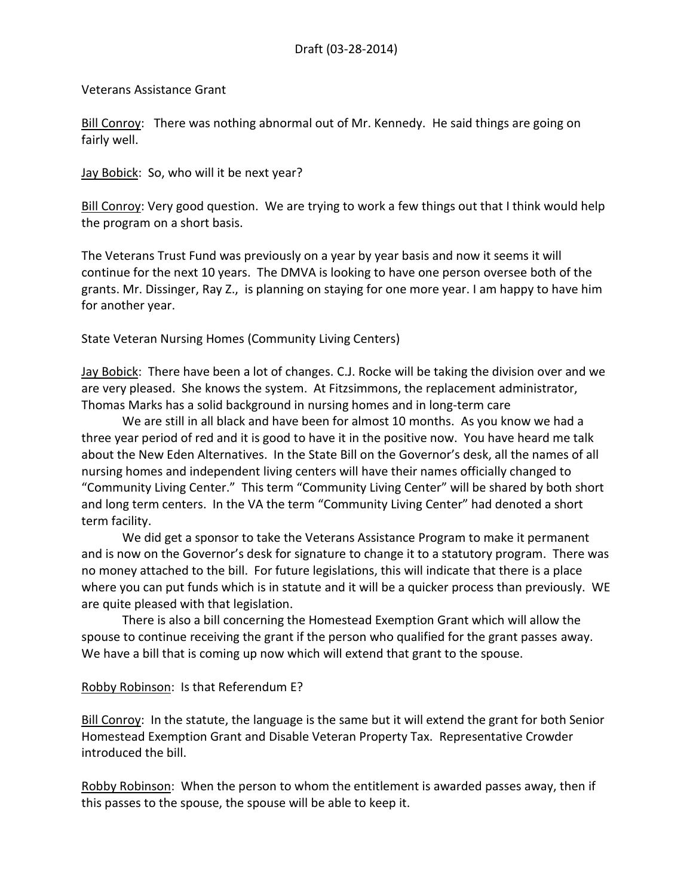Draft (03-28-2014)

Veterans Assistance Grant

Bill Conroy: There was nothing abnormal out of Mr. Kennedy. He said things are going on fairly well.

Jay Bobick: So, who will it be next year?

Bill Conroy: Very good question. We are trying to work a few things out that I think would help the program on a short basis.

The Veterans Trust Fund was previously on a year by year basis and now it seems it will continue for the next 10 years. The DMVA is looking to have one person oversee both of the grants. Mr. Dissinger, Ray Z., is planning on staying for one more year. I am happy to have him for another year.

State Veteran Nursing Homes (Community Living Centers)

Jay Bobick: There have been a lot of changes. C.J. Rocke will be taking the division over and we are very pleased. She knows the system. At Fitzsimmons, the replacement administrator, Thomas Marks has a solid background in nursing homes and in long-term care

We are still in all black and have been for almost 10 months. As you know we had a three year period of red and it is good to have it in the positive now. You have heard me talk about the New Eden Alternatives. In the State Bill on the Governor's desk, all the names of all nursing homes and independent living centers will have their names officially changed to "Community Living Center." This term "Community Living Center" will be shared by both short and long term centers. In the VA the term "Community Living Center" had denoted a short term facility.

We did get a sponsor to take the Veterans Assistance Program to make it permanent and is now on the Governor's desk for signature to change it to a statutory program. There was no money attached to the bill. For future legislations, this will indicate that there is a place where you can put funds which is in statute and it will be a quicker process than previously. WE are quite pleased with that legislation.

There is also a bill concerning the Homestead Exemption Grant which will allow the spouse to continue receiving the grant if the person who qualified for the grant passes away. We have a bill that is coming up now which will extend that grant to the spouse.

Robby Robinson: Is that Referendum E?

Bill Conroy: In the statute, the language is the same but it will extend the grant for both Senior Homestead Exemption Grant and Disable Veteran Property Tax. Representative Crowder introduced the bill.

Robby Robinson: When the person to whom the entitlement is awarded passes away, then if this passes to the spouse, the spouse will be able to keep it.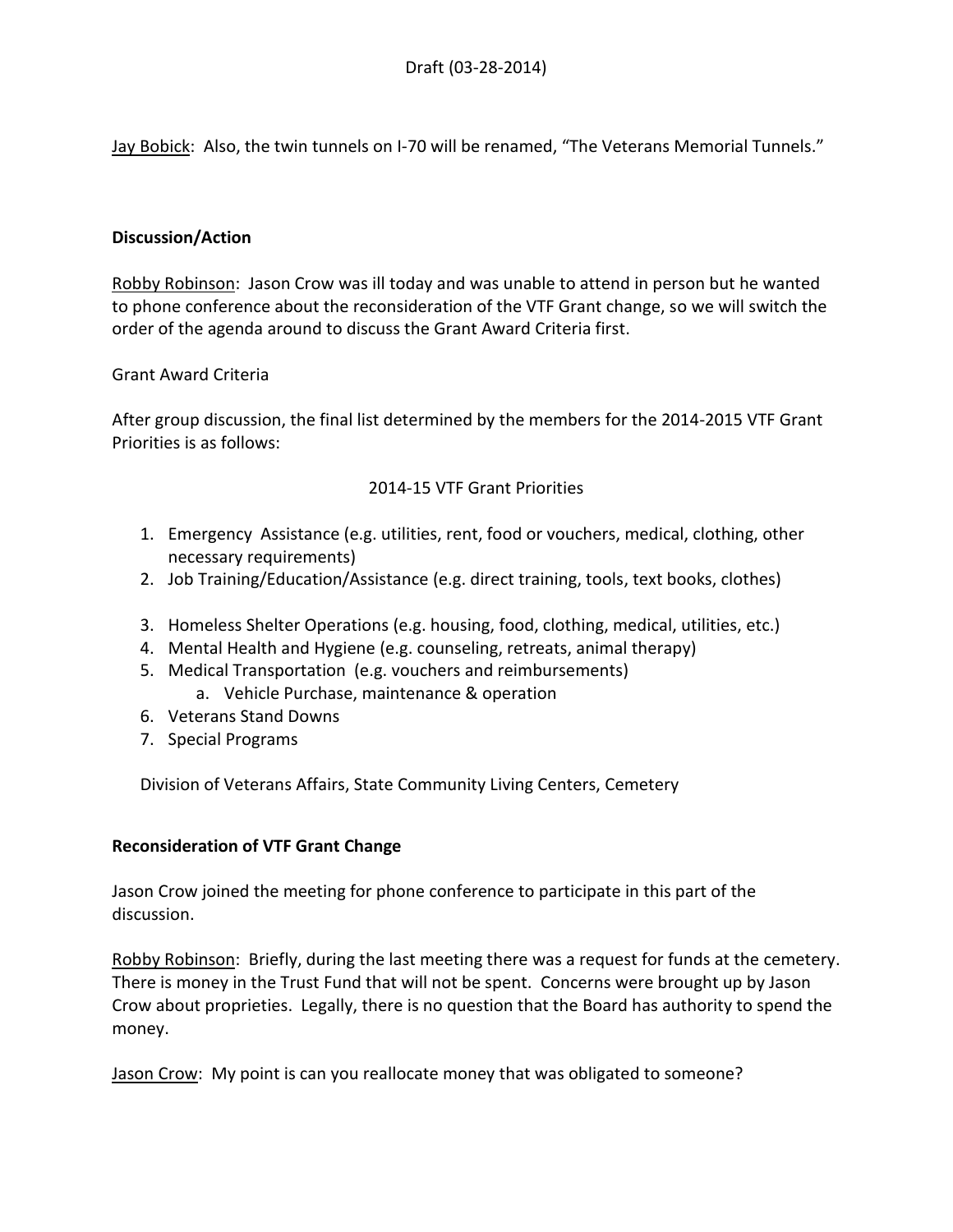Draft (03-28-2014)

Jay Bobick: Also, the twin tunnels on I-70 will be renamed, "The Veterans Memorial Tunnels."

**Discussion/Action**

Robby Robinson: Jason Crow was ill today and was unable to attend in person but he wanted to phone conference about the reconsideration of the VTF Grant change, so we will switch the order of the agenda around to discuss the Grant Award Criteria first.

Grant Award Criteria

After group discussion, the final list determined by the members for the 2014-2015 VTF Grant Priorities is as follows:

2014-15 VTF Grant Priorities

1. Emergency Assistance (e.g. utilities, rent, food or vouchers, medical, clothing, other necessary requirements)
2. Job Training/Education/Assistance (e.g. direct training, tools, text books, clothes)
3. Homeless Shelter Operations (e.g. housing, food, clothing, medical, utilities, etc.)
4. Mental Health and Hygiene (e.g. counseling, retreats, animal therapy)
5. Medical Transportation (e.g. vouchers and reimbursements)
   a. Vehicle Purchase, maintenance & operation
6. Veterans Stand Downs
7. Special Programs

Division of Veterans Affairs, State Community Living Centers, Cemetery

**Reconsideration of VTF Grant Change**

Jason Crow joined the meeting for phone conference to participate in this part of the discussion.

Robby Robinson: Briefly, during the last meeting there was a request for funds at the cemetery. There is money in the Trust Fund that will not be spent. Concerns were brought up by Jason Crow about proprieties. Legally, there is no question that the Board has authority to spend the money.

Jason Crow: My point is can you reallocate money that was obligated to someone?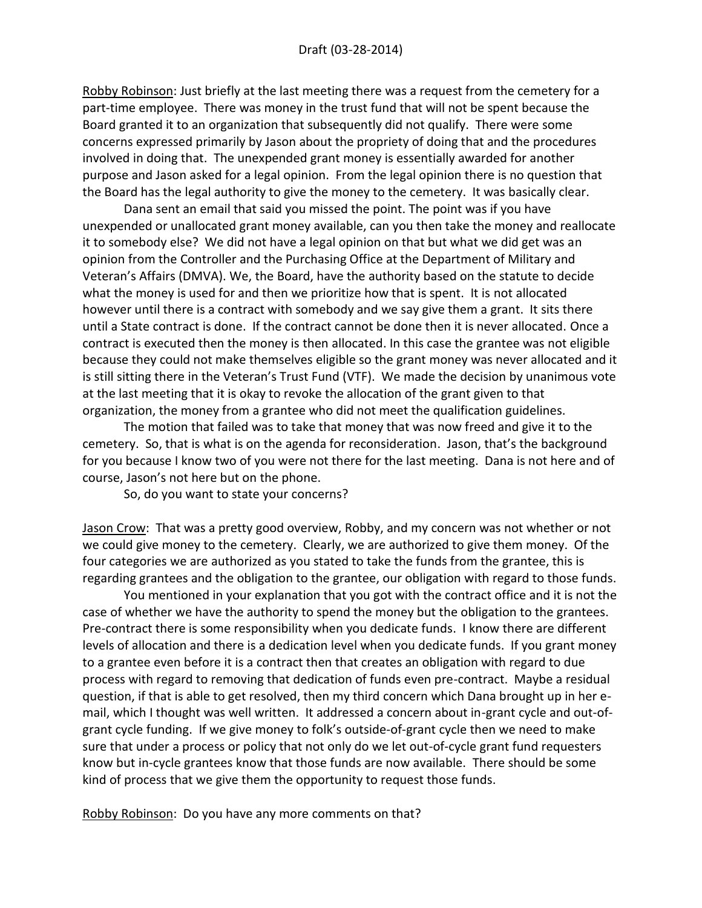Robby Robinson: Just briefly at the last meeting there was a request from the cemetery for a part-time employee. There was money in the trust fund that will not be spent because the Board granted it to an organization that subsequently did not qualify. There were some concerns expressed primarily by Jason about the propriety of doing that and the procedures involved in doing that. The unexpended grant money is essentially awarded for another purpose and Jason asked for a legal opinion. From the legal opinion there is no question that the Board has the legal authority to give the money to the cemetery. It was basically clear.

Dana sent an email that said you missed the point. The point was if you have unexpended or unallocated grant money available, can you then take the money and reallocate it to somebody else? We did not have a legal opinion on that but what we did get was an opinion from the Controller and the Purchasing Office at the Department of Military and Veteran's Affairs (DMVA). We, the Board, have the authority based on the statute to decide what the money is used for and then we prioritize how that is spent. It is not allocated however until there is a contract with somebody and we say give them a grant. It sits there until a State contract is done. If the contract cannot be done then it is never allocated. Once a contract is executed then the money is then allocated. In this case the grantee was not eligible because they could not make themselves eligible so the grant money was never allocated and it is still sitting there in the Veteran's Trust Fund (VTF). We made the decision by unanimous vote at the last meeting that it is okay to revoke the allocation of the grant given to that organization, the money from a grantee who did not meet the qualification guidelines.

The motion that failed was to take that money that was now freed and give it to the cemetery. So, that is what is on the agenda for reconsideration. Jason, that's the background for you because I know two of you were not there for the last meeting. Dana is not here and of course, Jason's not here but on the phone.

So, do you want to state your concerns?

Jason Crow: That was a pretty good overview, Robby, and my concern was not whether or not we could give money to the cemetery. Clearly, we are authorized to give them money. Of the four categories we are authorized as you stated to take the funds from the grantee, this is regarding grantees and the obligation to the grantee, our obligation with regard to those funds.

You mentioned in your explanation that you got with the contract office and it is not the case of whether we have the authority to spend the money but the obligation to the grantees. Pre-contract there is some responsibility when you dedicate funds. I know there are different levels of allocation and there is a dedication level when you dedicate funds. If you grant money to a grantee even before it is a contract then that creates an obligation with regard to due process with regard to removing that dedication of funds even pre-contract. Maybe a residual question, if that is able to get resolved, then my third concern which Dana brought up in her e-mail, which I thought was well written. It addressed a concern about in-grant cycle and out-of-grant cycle funding. If we give money to folk's outside-of-grant cycle then we need to make sure that under a process or policy that not only do we let out-of-cycle grant fund requesters know but in-cycle grantees know that those funds are now available. There should be some kind of process that we give them the opportunity to request those funds.

Robby Robinson: Do you have any more comments on that?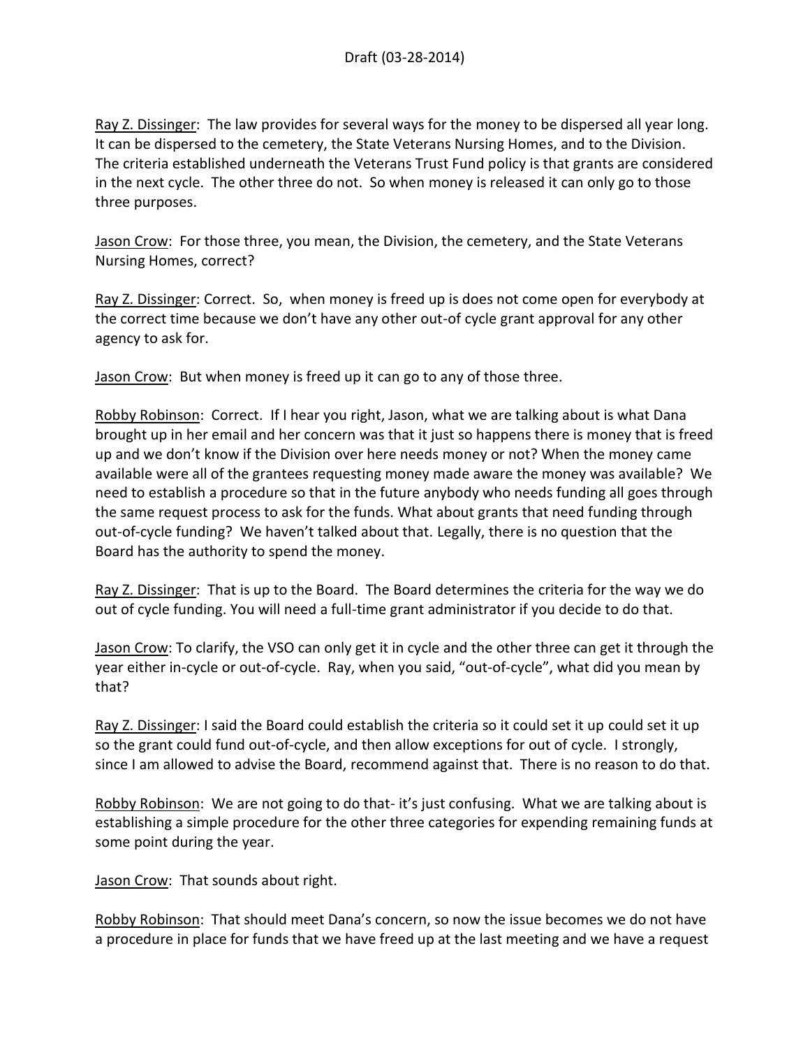Ray Z. Dissinger: The law provides for several ways for the money to be dispersed all year long. It can be dispersed to the cemetery, the State Veterans Nursing Homes, and to the Division. The criteria established underneath the Veterans Trust Fund policy is that grants are considered in the next cycle. The other three do not. So when money is released it can only go to those three purposes.

Jason Crow: For those three, you mean, the Division, the cemetery, and the State Veterans Nursing Homes, correct?

Ray Z. Dissinger: Correct. So, when money is freed up is does not come open for everybody at the correct time because we don't have any other out-of cycle grant approval for any other agency to ask for.

Jason Crow: But when money is freed up it can go to any of those three.

Robby Robinson: Correct. If I hear you right, Jason, what we are talking about is what Dana brought up in her email and her concern was that it just so happens there is money that is freed up and we don't know if the Division over here needs money or not? When the money came available were all of the grantees requesting money made aware the money was available? We need to establish a procedure so that in the future anybody who needs funding all goes through the same request process to ask for the funds. What about grants that need funding through out-of-cycle funding? We haven't talked about that. Legally, there is no question that the Board has the authority to spend the money.

Ray Z. Dissinger: That is up to the Board. The Board determines the criteria for the way we do out of cycle funding. You will need a full-time grant administrator if you decide to do that.

Jason Crow: To clarify, the VSO can only get it in cycle and the other three can get it through the year either in-cycle or out-of-cycle. Ray, when you said, "out-of-cycle", what did you mean by that?

Ray Z. Dissinger: I said the Board could establish the criteria so it could set it up could set it up so the grant could fund out-of-cycle, and then allow exceptions for out of cycle. I strongly, since I am allowed to advise the Board, recommend against that. There is no reason to do that.

Robby Robinson: We are not going to do that- it's just confusing. What we are talking about is establishing a simple procedure for the other three categories for expending remaining funds at some point during the year.

Jason Crow: That sounds about right.

Robby Robinson: That should meet Dana's concern, so now the issue becomes we do not have a procedure in place for funds that we have freed up at the last meeting and we have a request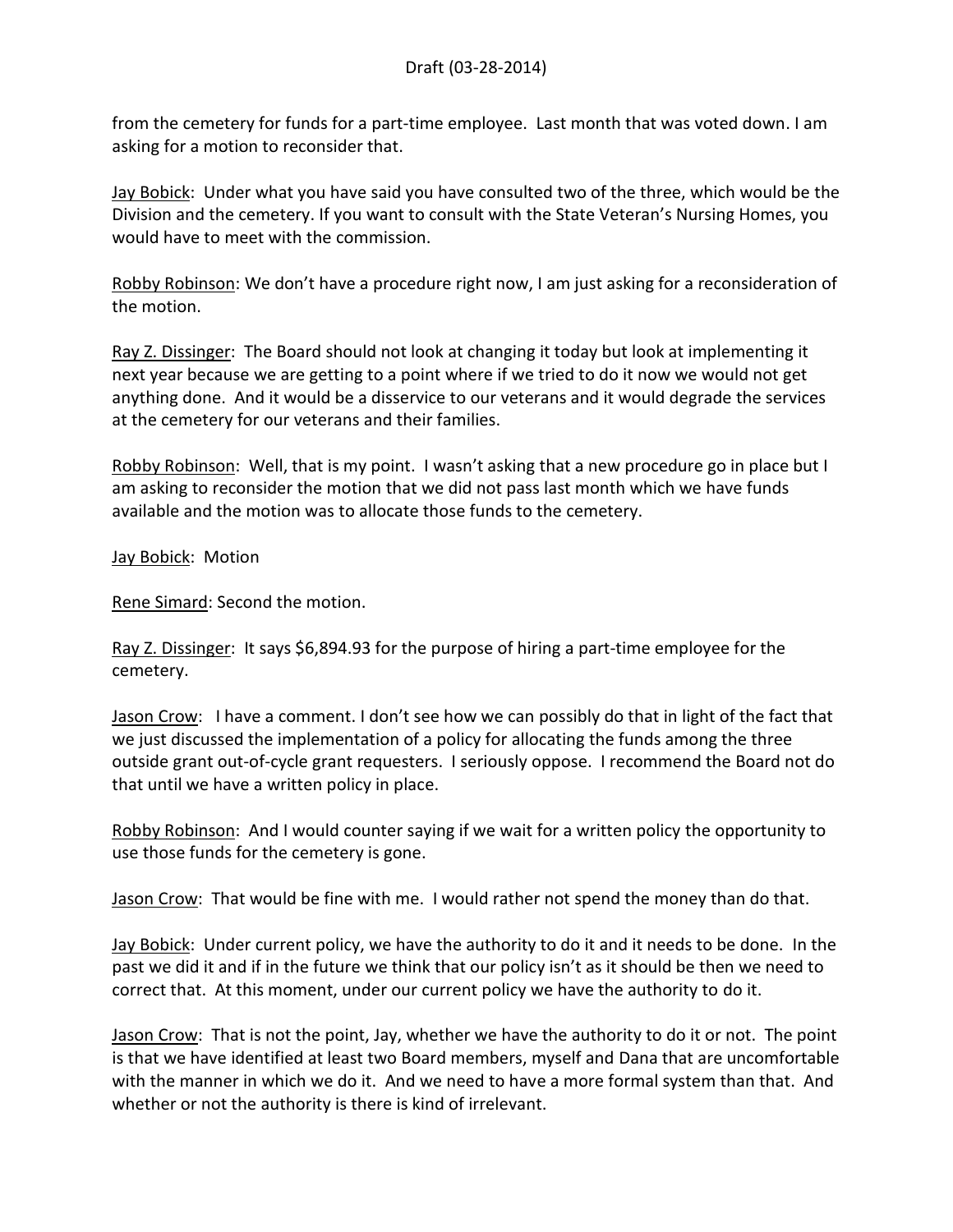from the cemetery for funds for a part-time employee. Last month that was voted down. I am asking for a motion to reconsider that.

Jay Bobick: Under what you have said you have consulted two of the three, which would be the Division and the cemetery. If you want to consult with the State Veteran's Nursing Homes, you would have to meet with the commission.

Robby Robinson: We don't have a procedure right now, I am just asking for a reconsideration of the motion.

Ray Z. Dissinger: The Board should not look at changing it today but look at implementing it next year because we are getting to a point where if we tried to do it now we would not get anything done. And it would be a disservice to our veterans and it would degrade the services at the cemetery for our veterans and their families.

Robby Robinson: Well, that is my point. I wasn't asking that a new procedure go in place but I am asking to reconsider the motion that we did not pass last month which we have funds available and the motion was to allocate those funds to the cemetery.

Jay Bobick: Motion

Rene Simard: Second the motion.

Ray Z. Dissinger: It says $6,894.93 for the purpose of hiring a part-time employee for the cemetery.

Jason Crow: I have a comment. I don't see how we can possibly do that in light of the fact that we just discussed the implementation of a policy for allocating the funds among the three outside grant out-of-cycle grant requesters. I seriously oppose. I recommend the Board not do that until we have a written policy in place.

Robby Robinson: And I would counter saying if we wait for a written policy the opportunity to use those funds for the cemetery is gone.

Jason Crow: That would be fine with me. I would rather not spend the money than do that.

Jay Bobick: Under current policy, we have the authority to do it and it needs to be done. In the past we did it and if in the future we think that our policy isn't as it should be then we need to correct that. At this moment, under our current policy we have the authority to do it.

Jason Crow: That is not the point, Jay, whether we have the authority to do it or not. The point is that we have identified at least two Board members, myself and Dana that are uncomfortable with the manner in which we do it. And we need to have a more formal system than that. And whether or not the authority is there is kind of irrelevant.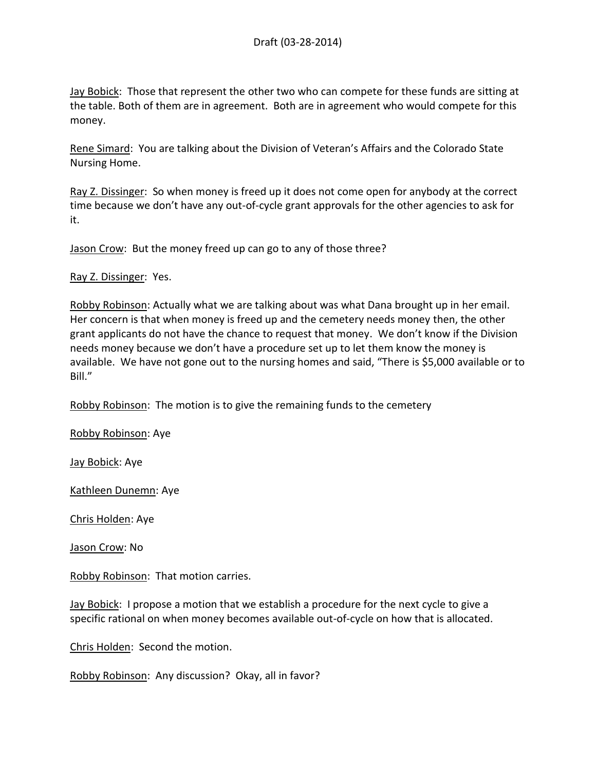Draft (03-28-2014)

Jay Bobick: Those that represent the other two who can compete for these funds are sitting at the table. Both of them are in agreement. Both are in agreement who would compete for this money.

Rene Simard: You are talking about the Division of Veteran's Affairs and the Colorado State Nursing Home.

Ray Z. Dissinger: So when money is freed up it does not come open for anybody at the correct time because we don't have any out-of-cycle grant approvals for the other agencies to ask for it.

Jason Crow: But the money freed up can go to any of those three?

Ray Z. Dissinger: Yes.

Robby Robinson: Actually what we are talking about was what Dana brought up in her email. Her concern is that when money is freed up and the cemetery needs money then, the other grant applicants do not have the chance to request that money. We don't know if the Division needs money because we don't have a procedure set up to let them know the money is available. We have not gone out to the nursing homes and said, "There is $5,000 available or to Bill."

Robby Robinson: The motion is to give the remaining funds to the cemetery

Robby Robinson: Aye

Jay Bobick: Aye

Kathleen Dunemn: Aye

Chris Holden: Aye

Jason Crow: No

Robby Robinson: That motion carries.

Jay Bobick: I propose a motion that we establish a procedure for the next cycle to give a specific rational on when money becomes available out-of-cycle on how that is allocated.

Chris Holden: Second the motion.

Robby Robinson: Any discussion? Okay, all in favor?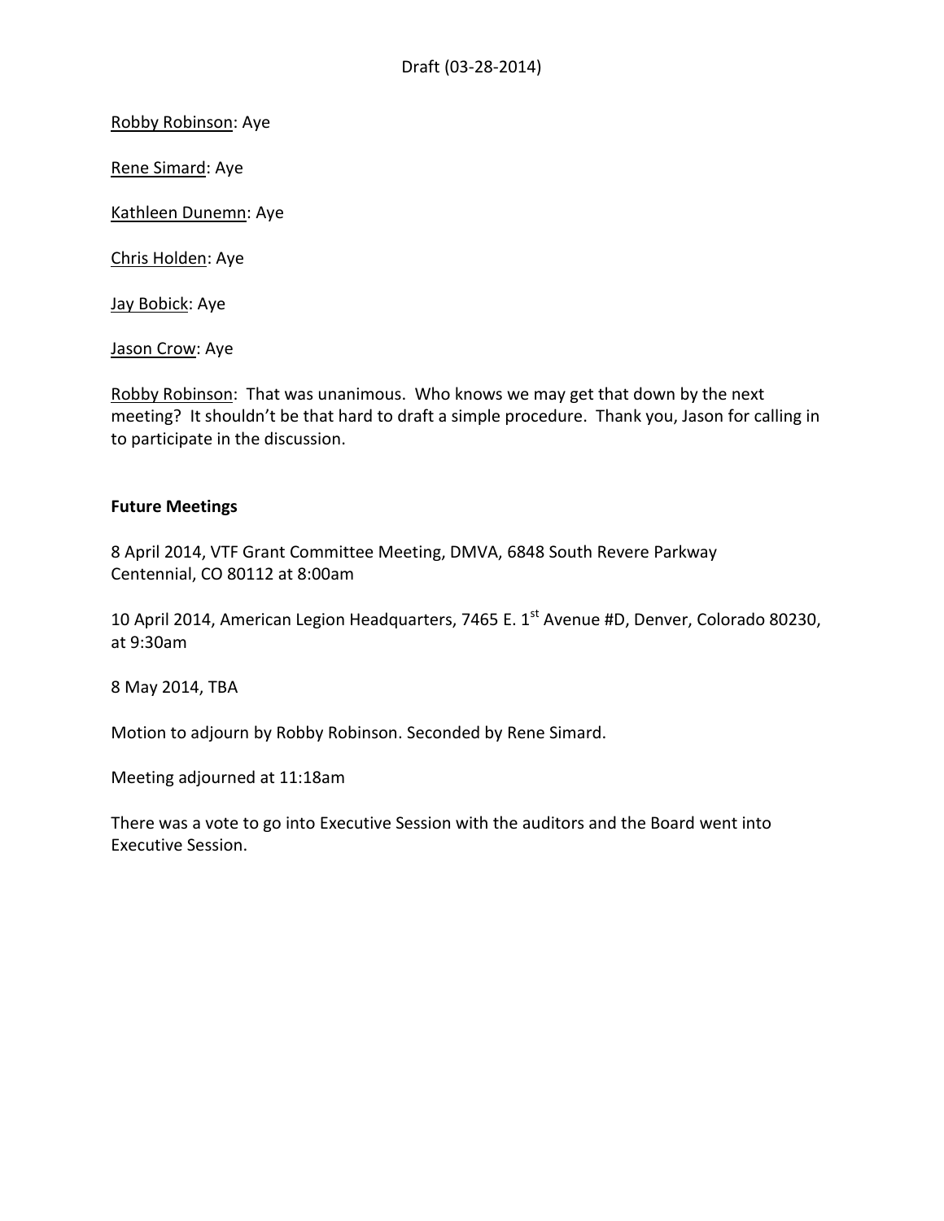Robby Robinson: Aye

Rene Simard: Aye

Kathleen Dunemn: Aye

Chris Holden: Aye

Jay Bobick: Aye

Jason Crow: Aye

Robby Robinson: That was unanimous. Who knows we may get that down by the next meeting? It shouldn't be that hard to draft a simple procedure. Thank you, Jason for calling in to participate in the discussion.

**Future Meetings**

8 April 2014, VTF Grant Committee Meeting, DMVA, 6848 South Revere Parkway Centennial, CO 80112 at 8:00am

10 April 2014, American Legion Headquarters, 7465 E. 1st Avenue #D, Denver, Colorado 80230, at 9:30am

8 May 2014, TBA

Motion to adjourn by Robby Robinson. Seconded by Rene Simard.

Meeting adjourned at 11:18am

There was a vote to go into Executive Session with the auditors and the Board went into Executive Session.